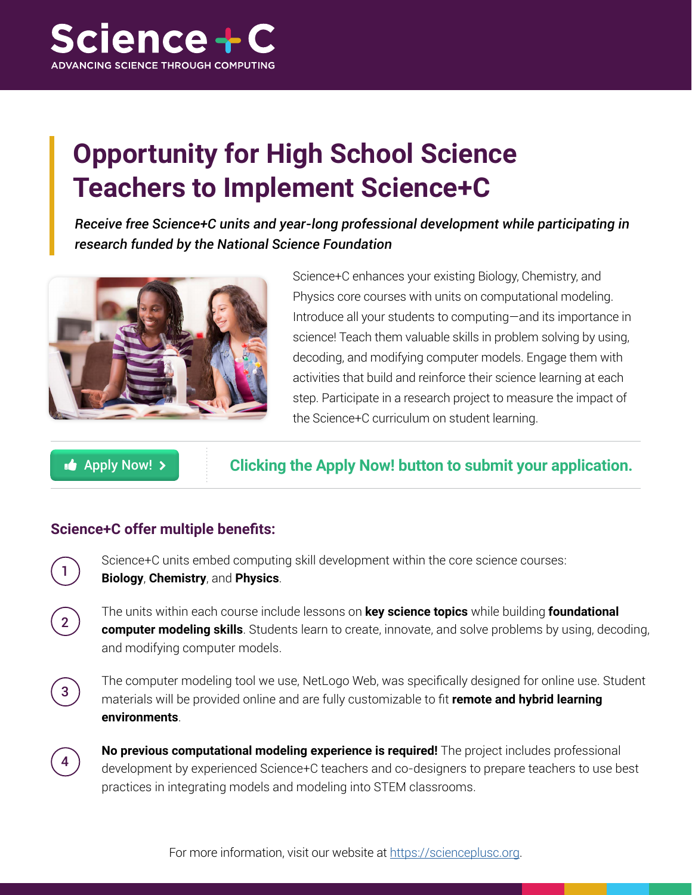# Science + C

ADVANCING SCIENCE THROUGH COMPUTING

## Opportunity for High School Science Teachers to Implement Science+C

*Receive free Science+C units and year-long professional development while participating in research funded by the National Science Foundation*

Science+C enhances your existing Biology, Chemistry, and Physics core courses with units on computational modeling. Introduce all your students to computing—and its importance in science! Teach them valuable skills in problem solving by using, decoding, and modifying computer models. Engage them with activities that build and reinforce their science learning at each step. Participate in a research project to measure the impact of the Science+C curriculum on student learning.

Apply Now!

**Clicking the Apply Now! button to submit your application.**

### Science+C offer multiple benefits:

1. Science+C units embed computing skill development within the core science courses: **Biology**, **Chemistry**, and **Physics**.
2. The units within each course include lessons on **key science topics** while building **foundational computer modeling skills**. Students learn to create, innovate, and solve problems by using, decoding, and modifying computer models.
3. The computer modeling tool we use, NetLogo Web, was specifically designed for online use. Student materials will be provided online and are fully customizable to fit **remote and hybrid learning environments**.
4. **No previous computational modeling experience is required!** The project includes professional development by experienced Science+C teachers and co-designers to prepare teachers to use best practices in integrating models and modeling into STEM classrooms.

For more information, visit our website at [https://scienceplusc.org](https://scienceplusc.org).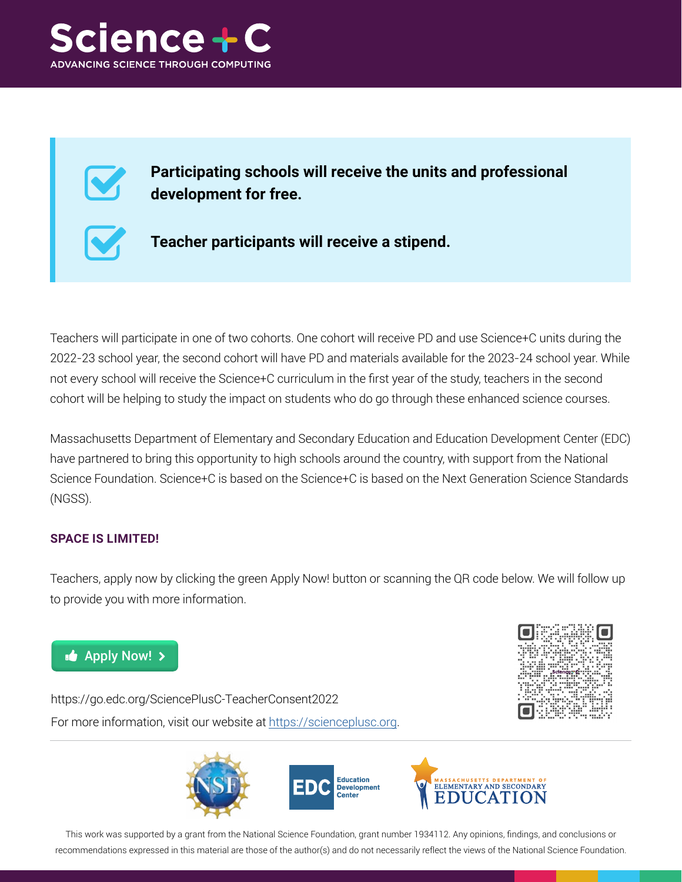# Science + C

ADVANCING SCIENCE THROUGH COMPUTING

- **Participating schools will receive the units and professional development for free.**
- **Teacher participants will receive a stipend.**

Teachers will participate in one of two cohorts. One cohort will receive PD and use Science+C units during the 2022-23 school year, the second cohort will have PD and materials available for the 2023-24 school year. While not every school will receive the Science+C curriculum in the first year of the study, teachers in the second cohort will be helping to study the impact on students who do go through these enhanced science courses.

Massachusetts Department of Elementary and Secondary Education and Education Development Center (EDC) have partnered to bring this opportunity to high schools around the country, with support from the National Science Foundation. Science+C is based on the Science+C is based on the Next Generation Science Standards (NGSS).

**SPACE IS LIMITED!**

Teachers, apply now by clicking the green Apply Now! button or scanning the QR code below. We will follow up to provide you with more information.

Apply Now!

https://go.edc.org/SciencePlusC-TeacherConsent2022

For more information, visit our website at https://scienceplusc.org.

NSF | Education Development Center | Massachusetts Department of Elementary and Secondary Education

This work was supported by a grant from the National Science Foundation, grant number 1934112. Any opinions, findings, and conclusions or recommendations expressed in this material are those of the author(s) and do not necessarily reflect the views of the National Science Foundation.